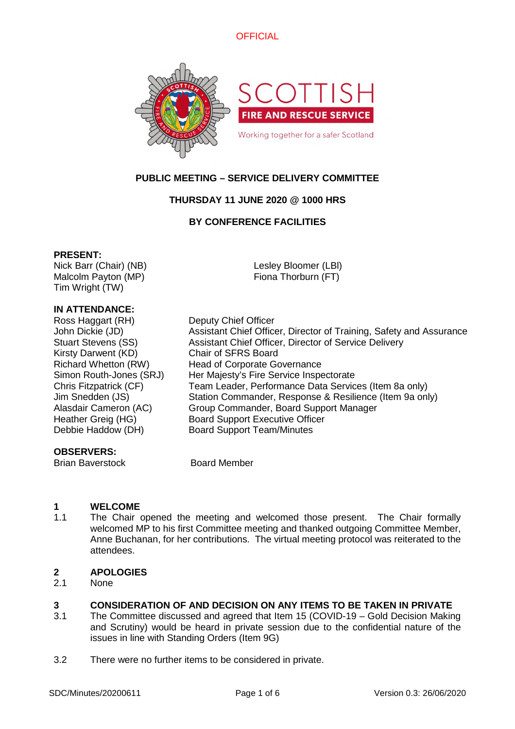OFFICIAL

# PUBLIC MEETING – SERVICE DELIVERY COMMITTEE

**THURSDAY 11 JUNE 2020 @ 1000 HRS**

**BY CONFERENCE FACILITIES**

**PRESENT:**

Nick Barr (Chair) (NB)
Malcolm Payton (MP)
Tim Wright (TW)
Lesley Bloomer (LBl)
Fiona Thorburn (FT)

**IN ATTENDANCE:**

| | |
|---|---|
| Ross Haggart (RH) | Deputy Chief Officer |
| John Dickie (JD) | Assistant Chief Officer, Director of Training, Safety and Assurance |
| Stuart Stevens (SS) | Assistant Chief Officer, Director of Service Delivery |
| Kirsty Darwent (KD) | Chair of SFRS Board |
| Richard Whetton (RW) | Head of Corporate Governance |
| Simon Routh-Jones (SRJ) | Her Majesty's Fire Service Inspectorate |
| Chris Fitzpatrick (CF) | Team Leader, Performance Data Services (Item 8a only) |
| Jim Snedden (JS) | Station Commander, Response & Resilience (Item 9a only) |
| Alasdair Cameron (AC) | Group Commander, Board Support Manager |
| Heather Greig (HG) | Board Support Executive Officer |
| Debbie Haddow (DH) | Board Support Team/Minutes |

**OBSERVERS:**

| | |
|---|---|
| Brian Baverstock | Board Member |

## 1 WELCOME

1.1 The Chair opened the meeting and welcomed those present. The Chair formally welcomed MP to his first Committee meeting and thanked outgoing Committee Member, Anne Buchanan, for her contributions. The virtual meeting protocol was reiterated to the attendees.

## 2 APOLOGIES

2.1 None

## 3 CONSIDERATION OF AND DECISION ON ANY ITEMS TO BE TAKEN IN PRIVATE

3.1 The Committee discussed and agreed that Item 15 (COVID-19 – Gold Decision Making and Scrutiny) would be heard in private session due to the confidential nature of the issues in line with Standing Orders (Item 9G)

3.2 There were no further items to be considered in private.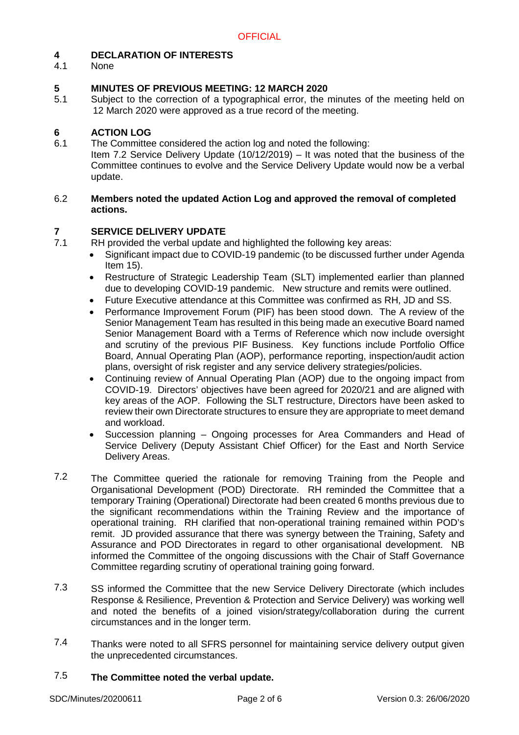## 4 DECLARATION OF INTERESTS

4.1 None

## 5 MINUTES OF PREVIOUS MEETING: 12 MARCH 2020

5.1 Subject to the correction of a typographical error, the minutes of the meeting held on 12 March 2020 were approved as a true record of the meeting.

## 6 ACTION LOG

6.1 The Committee considered the action log and noted the following:
Item 7.2 Service Delivery Update (10/12/2019) – It was noted that the business of the Committee continues to evolve and the Service Delivery Update would now be a verbal update.

6.2 **Members noted the updated Action Log and approved the removal of completed actions.**

## 7 SERVICE DELIVERY UPDATE

7.1 RH provided the verbal update and highlighted the following key areas:

- Significant impact due to COVID-19 pandemic (to be discussed further under Agenda Item 15).
- Restructure of Strategic Leadership Team (SLT) implemented earlier than planned due to developing COVID-19 pandemic. New structure and remits were outlined.
- Future Executive attendance at this Committee was confirmed as RH, JD and SS.
- Performance Improvement Forum (PIF) has been stood down. The A review of the Senior Management Team has resulted in this being made an executive Board named Senior Management Board with a Terms of Reference which now include oversight and scrutiny of the previous PIF Business. Key functions include Portfolio Office Board, Annual Operating Plan (AOP), performance reporting, inspection/audit action plans, oversight of risk register and any service delivery strategies/policies.
- Continuing review of Annual Operating Plan (AOP) due to the ongoing impact from COVID-19. Directors' objectives have been agreed for 2020/21 and are aligned with key areas of the AOP. Following the SLT restructure, Directors have been asked to review their own Directorate structures to ensure they are appropriate to meet demand and workload.
- Succession planning – Ongoing processes for Area Commanders and Head of Service Delivery (Deputy Assistant Chief Officer) for the East and North Service Delivery Areas.

7.2 The Committee queried the rationale for removing Training from the People and Organisational Development (POD) Directorate. RH reminded the Committee that a temporary Training (Operational) Directorate had been created 6 months previous due to the significant recommendations within the Training Review and the importance of operational training. RH clarified that non-operational training remained within POD's remit. JD provided assurance that there was synergy between the Training, Safety and Assurance and POD Directorates in regard to other organisational development. NB informed the Committee of the ongoing discussions with the Chair of Staff Governance Committee regarding scrutiny of operational training going forward.

7.3 SS informed the Committee that the new Service Delivery Directorate (which includes Response & Resilience, Prevention & Protection and Service Delivery) was working well and noted the benefits of a joined vision/strategy/collaboration during the current circumstances and in the longer term.

7.4 Thanks were noted to all SFRS personnel for maintaining service delivery output given the unprecedented circumstances.

7.5 **The Committee noted the verbal update.**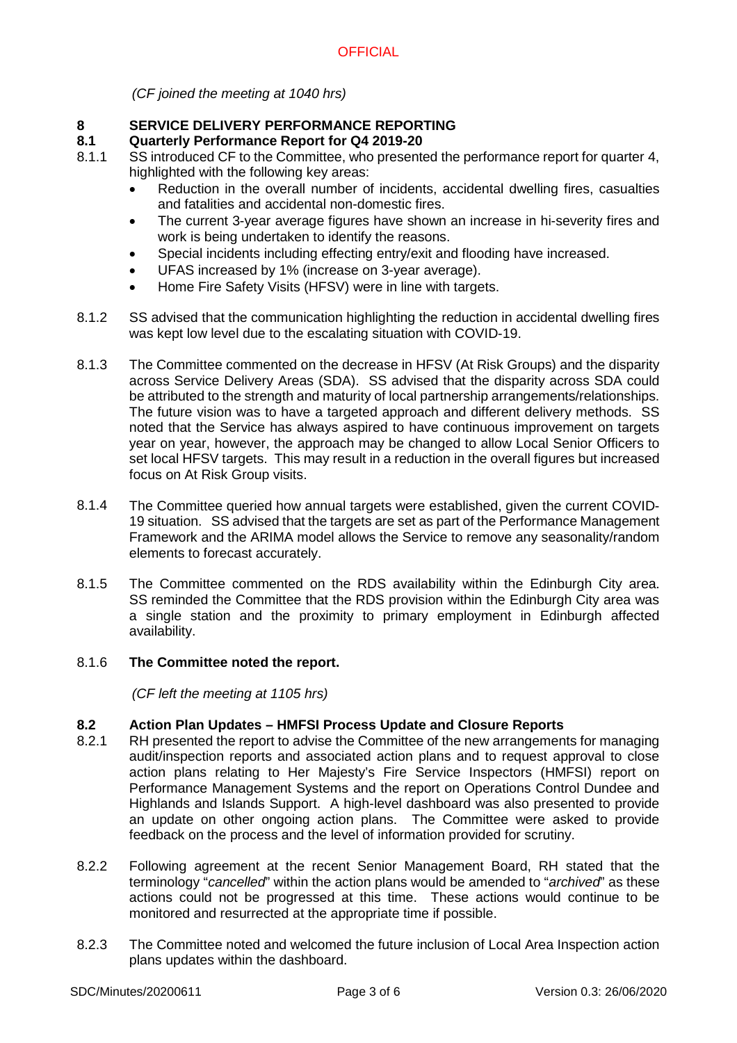*(CF joined the meeting at 1040 hrs)*

## 8 SERVICE DELIVERY PERFORMANCE REPORTING

### 8.1 Quarterly Performance Report for Q4 2019-20

8.1.1 SS introduced CF to the Committee, who presented the performance report for quarter 4, highlighted with the following key areas:

- Reduction in the overall number of incidents, accidental dwelling fires, casualties and fatalities and accidental non-domestic fires.
- The current 3-year average figures have shown an increase in hi-severity fires and work is being undertaken to identify the reasons.
- Special incidents including effecting entry/exit and flooding have increased.
- UFAS increased by 1% (increase on 3-year average).
- Home Fire Safety Visits (HFSV) were in line with targets.

8.1.2 SS advised that the communication highlighting the reduction in accidental dwelling fires was kept low level due to the escalating situation with COVID-19.

8.1.3 The Committee commented on the decrease in HFSV (At Risk Groups) and the disparity across Service Delivery Areas (SDA). SS advised that the disparity across SDA could be attributed to the strength and maturity of local partnership arrangements/relationships. The future vision was to have a targeted approach and different delivery methods. SS noted that the Service has always aspired to have continuous improvement on targets year on year, however, the approach may be changed to allow Local Senior Officers to set local HFSV targets. This may result in a reduction in the overall figures but increased focus on At Risk Group visits.

8.1.4 The Committee queried how annual targets were established, given the current COVID-19 situation. SS advised that the targets are set as part of the Performance Management Framework and the ARIMA model allows the Service to remove any seasonality/random elements to forecast accurately.

8.1.5 The Committee commented on the RDS availability within the Edinburgh City area. SS reminded the Committee that the RDS provision within the Edinburgh City area was a single station and the proximity to primary employment in Edinburgh affected availability.

8.1.6 **The Committee noted the report.**

*(CF left the meeting at 1105 hrs)*

### 8.2 Action Plan Updates – HMFSI Process Update and Closure Reports

8.2.1 RH presented the report to advise the Committee of the new arrangements for managing audit/inspection reports and associated action plans and to request approval to close action plans relating to Her Majesty's Fire Service Inspectors (HMFSI) report on Performance Management Systems and the report on Operations Control Dundee and Highlands and Islands Support. A high-level dashboard was also presented to provide an update on other ongoing action plans. The Committee were asked to provide feedback on the process and the level of information provided for scrutiny.

8.2.2 Following agreement at the recent Senior Management Board, RH stated that the terminology "*cancelled*" within the action plans would be amended to "*archived*" as these actions could not be progressed at this time. These actions would continue to be monitored and resurrected at the appropriate time if possible.

8.2.3 The Committee noted and welcomed the future inclusion of Local Area Inspection action plans updates within the dashboard.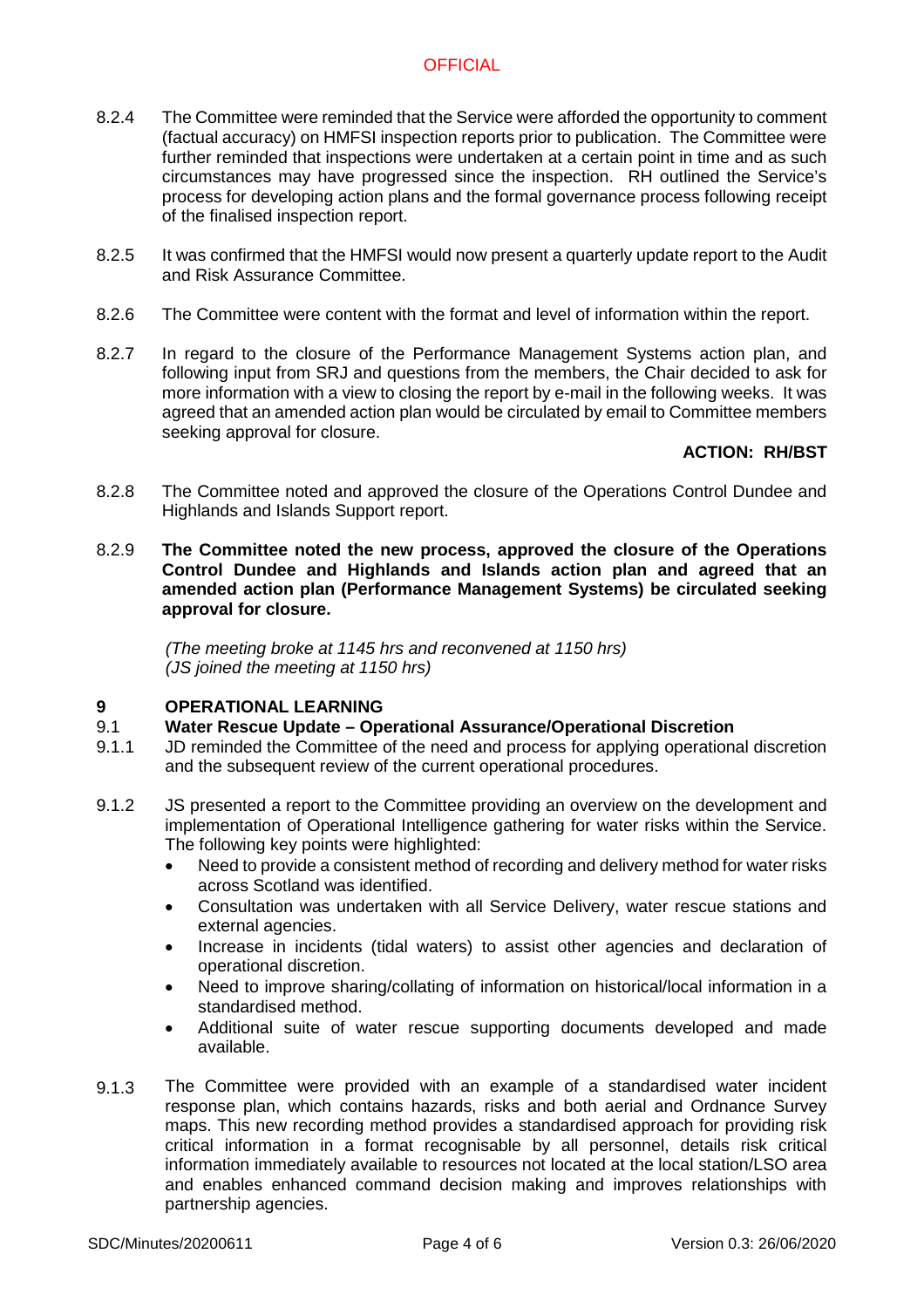8.2.4 The Committee were reminded that the Service were afforded the opportunity to comment (factual accuracy) on HMFSI inspection reports prior to publication. The Committee were further reminded that inspections were undertaken at a certain point in time and as such circumstances may have progressed since the inspection. RH outlined the Service's process for developing action plans and the formal governance process following receipt of the finalised inspection report.

8.2.5 It was confirmed that the HMFSI would now present a quarterly update report to the Audit and Risk Assurance Committee.

8.2.6 The Committee were content with the format and level of information within the report.

8.2.7 In regard to the closure of the Performance Management Systems action plan, and following input from SRJ and questions from the members, the Chair decided to ask for more information with a view to closing the report by e-mail in the following weeks. It was agreed that an amended action plan would be circulated by email to Committee members seeking approval for closure.

**ACTION: RH/BST**

8.2.8 The Committee noted and approved the closure of the Operations Control Dundee and Highlands and Islands Support report.

8.2.9 **The Committee noted the new process, approved the closure of the Operations Control Dundee and Highlands and Islands action plan and agreed that an amended action plan (Performance Management Systems) be circulated seeking approval for closure.**

*(The meeting broke at 1145 hrs and reconvened at 1150 hrs)*
*(JS joined the meeting at 1150 hrs)*

## 9 OPERATIONAL LEARNING

### 9.1 Water Rescue Update – Operational Assurance/Operational Discretion

9.1.1 JD reminded the Committee of the need and process for applying operational discretion and the subsequent review of the current operational procedures.

9.1.2 JS presented a report to the Committee providing an overview on the development and implementation of Operational Intelligence gathering for water risks within the Service. The following key points were highlighted:

- Need to provide a consistent method of recording and delivery method for water risks across Scotland was identified.
- Consultation was undertaken with all Service Delivery, water rescue stations and external agencies.
- Increase in incidents (tidal waters) to assist other agencies and declaration of operational discretion.
- Need to improve sharing/collating of information on historical/local information in a standardised method.
- Additional suite of water rescue supporting documents developed and made available.

9.1.3 The Committee were provided with an example of a standardised water incident response plan, which contains hazards, risks and both aerial and Ordnance Survey maps. This new recording method provides a standardised approach for providing risk critical information in a format recognisable by all personnel, details risk critical information immediately available to resources not located at the local station/LSO area and enables enhanced command decision making and improves relationships with partnership agencies.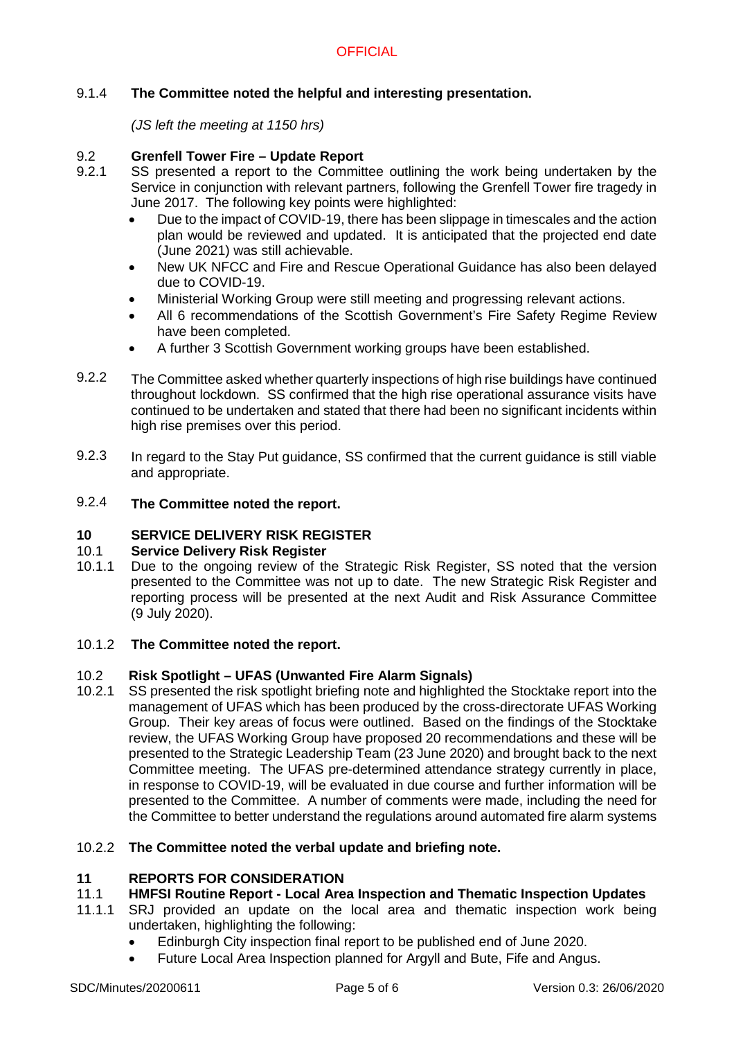9.1.4 **The Committee noted the helpful and interesting presentation.**

*(JS left the meeting at 1150 hrs)*

9.2 **Grenfell Tower Fire – Update Report**

9.2.1 SS presented a report to the Committee outlining the work being undertaken by the Service in conjunction with relevant partners, following the Grenfell Tower fire tragedy in June 2017. The following key points were highlighted:

- Due to the impact of COVID-19, there has been slippage in timescales and the action plan would be reviewed and updated. It is anticipated that the projected end date (June 2021) was still achievable.
- New UK NFCC and Fire and Rescue Operational Guidance has also been delayed due to COVID-19.
- Ministerial Working Group were still meeting and progressing relevant actions.
- All 6 recommendations of the Scottish Government's Fire Safety Regime Review have been completed.
- A further 3 Scottish Government working groups have been established.

9.2.2 The Committee asked whether quarterly inspections of high rise buildings have continued throughout lockdown. SS confirmed that the high rise operational assurance visits have continued to be undertaken and stated that there had been no significant incidents within high rise premises over this period.

9.2.3 In regard to the Stay Put guidance, SS confirmed that the current guidance is still viable and appropriate.

9.2.4 **The Committee noted the report.**

## 10 SERVICE DELIVERY RISK REGISTER

10.1 **Service Delivery Risk Register**

10.1.1 Due to the ongoing review of the Strategic Risk Register, SS noted that the version presented to the Committee was not up to date. The new Strategic Risk Register and reporting process will be presented at the next Audit and Risk Assurance Committee (9 July 2020).

10.1.2 **The Committee noted the report.**

10.2 **Risk Spotlight – UFAS (Unwanted Fire Alarm Signals)**

10.2.1 SS presented the risk spotlight briefing note and highlighted the Stocktake report into the management of UFAS which has been produced by the cross-directorate UFAS Working Group. Their key areas of focus were outlined. Based on the findings of the Stocktake review, the UFAS Working Group have proposed 20 recommendations and these will be presented to the Strategic Leadership Team (23 June 2020) and brought back to the next Committee meeting. The UFAS pre-determined attendance strategy currently in place, in response to COVID-19, will be evaluated in due course and further information will be presented to the Committee. A number of comments were made, including the need for the Committee to better understand the regulations around automated fire alarm systems

10.2.2 **The Committee noted the verbal update and briefing note.**

## 11 REPORTS FOR CONSIDERATION

11.1 **HMFSI Routine Report - Local Area Inspection and Thematic Inspection Updates**

11.1.1 SRJ provided an update on the local area and thematic inspection work being undertaken, highlighting the following:

- Edinburgh City inspection final report to be published end of June 2020.
- Future Local Area Inspection planned for Argyll and Bute, Fife and Angus.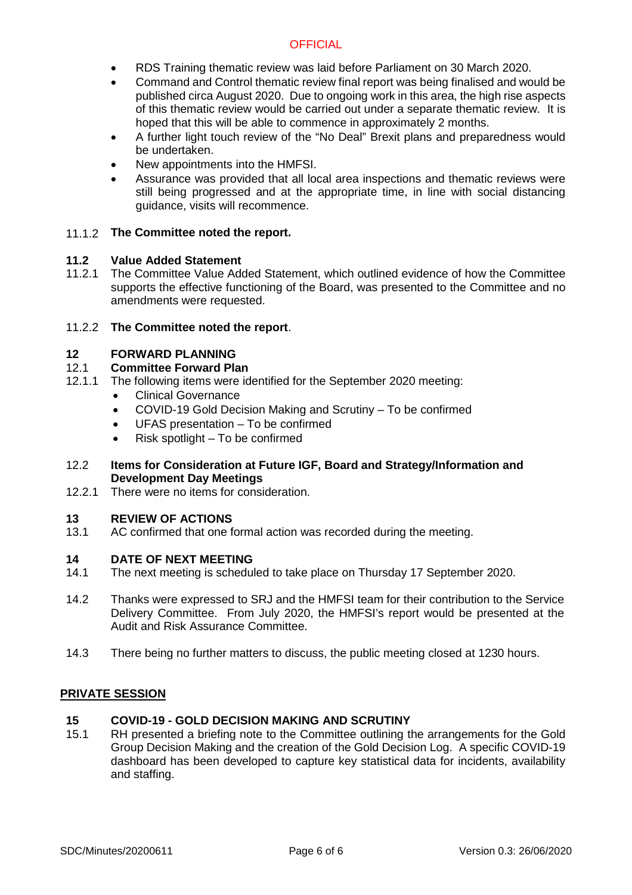- RDS Training thematic review was laid before Parliament on 30 March 2020.
- Command and Control thematic review final report was being finalised and would be published circa August 2020. Due to ongoing work in this area, the high rise aspects of this thematic review would be carried out under a separate thematic review. It is hoped that this will be able to commence in approximately 2 months.
- A further light touch review of the "No Deal" Brexit plans and preparedness would be undertaken.
- New appointments into the HMFSI.
- Assurance was provided that all local area inspections and thematic reviews were still being progressed and at the appropriate time, in line with social distancing guidance, visits will recommence.

11.1.2 **The Committee noted the report.**

### 11.2 Value Added Statement

11.2.1 The Committee Value Added Statement, which outlined evidence of how the Committee supports the effective functioning of the Board, was presented to the Committee and no amendments were requested.

11.2.2 **The Committee noted the report**.

## 12 FORWARD PLANNING

### 12.1 Committee Forward Plan

12.1.1 The following items were identified for the September 2020 meeting:

- Clinical Governance
- COVID-19 Gold Decision Making and Scrutiny – To be confirmed
- UFAS presentation – To be confirmed
- Risk spotlight – To be confirmed

### 12.2 Items for Consideration at Future IGF, Board and Strategy/Information and Development Day Meetings

12.2.1 There were no items for consideration.

## 13 REVIEW OF ACTIONS

13.1 AC confirmed that one formal action was recorded during the meeting.

## 14 DATE OF NEXT MEETING

14.1 The next meeting is scheduled to take place on Thursday 17 September 2020.

14.2 Thanks were expressed to SRJ and the HMFSI team for their contribution to the Service Delivery Committee. From July 2020, the HMFSI's report would be presented at the Audit and Risk Assurance Committee.

14.3 There being no further matters to discuss, the public meeting closed at 1230 hours.

## PRIVATE SESSION

## 15 COVID-19 - GOLD DECISION MAKING AND SCRUTINY

15.1 RH presented a briefing note to the Committee outlining the arrangements for the Gold Group Decision Making and the creation of the Gold Decision Log. A specific COVID-19 dashboard has been developed to capture key statistical data for incidents, availability and staffing.